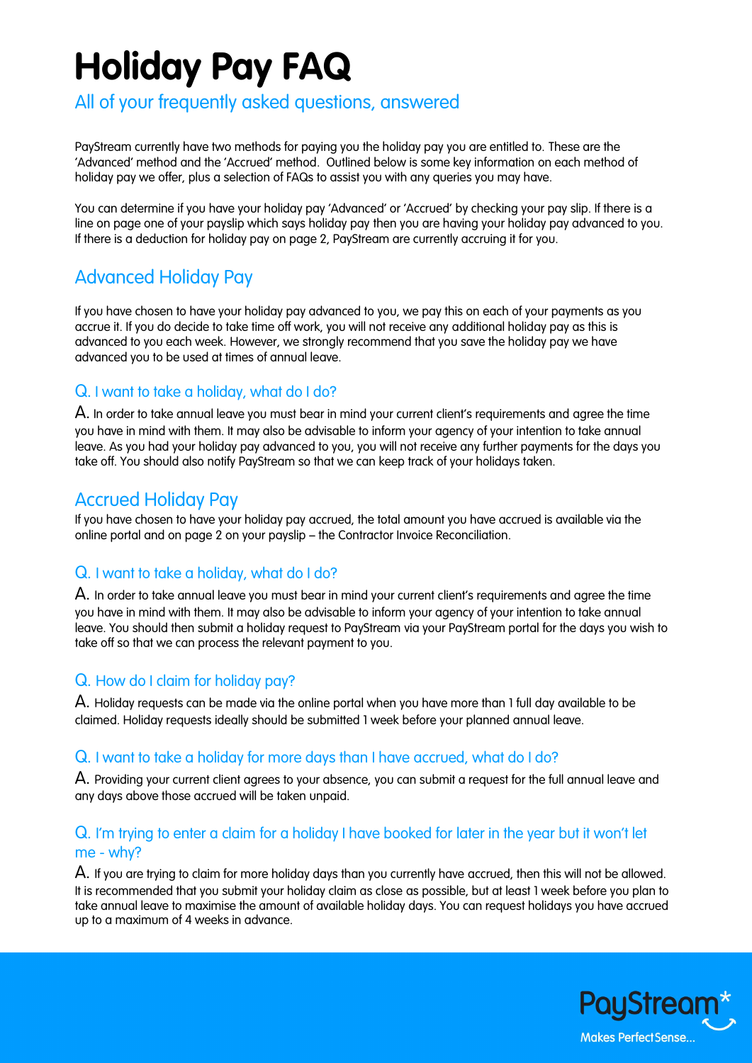# Holiday Pay FAQ

## All of your frequently asked questions, answered

PayStream currently have two methods for paying you the holiday pay you are entitled to. These are the 'Advanced' method and the 'Accrued' method. Outlined below is some key information on each method of holiday pay we offer, plus a selection of FAQs to assist you with any queries you may have.

You can determine if you have your holiday pay 'Advanced' or 'Accrued' by checking your pay slip. If there is a line on page one of your payslip which says holiday pay then you are having your holiday pay advanced to you. If there is a deduction for holiday pay on page 2, PayStream are currently accruing it for you.

## Advanced Holiday Pay

If you have chosen to have your holiday pay advanced to you, we pay this on each of your payments as you accrue it. If you do decide to take time off work, you will not receive any additional holiday pay as this is advanced to you each week. However, we strongly recommend that you save the holiday pay we have advanced you to be used at times of annual leave.

### Q. I want to take a holiday, what do I do?

A. In order to take annual leave you must bear in mind your current client's requirements and agree the time you have in mind with them. It may also be advisable to inform your agency of your intention to take annual leave. As you had your holiday pay advanced to you, you will not receive any further payments for the days you take off. You should also notify PayStream so that we can keep track of your holidays taken.

## Accrued Holiday Pay

If you have chosen to have your holiday pay accrued, the total amount you have accrued is available via the online portal and on page 2 on your payslip – the Contractor Invoice Reconciliation.

### Q. I want to take a holiday, what do I do?

A. In order to take annual leave you must bear in mind your current client's requirements and agree the time you have in mind with them. It may also be advisable to inform your agency of your intention to take annual leave. You should then submit a holiday request to PayStream via your PayStream portal for the days you wish to take off so that we can process the relevant payment to you.

### Q. How do I claim for holiday pay?

A. Holiday requests can be made via the online portal when you have more than 1 full day available to be claimed. Holiday requests ideally should be submitted 1 week before your planned annual leave.

### Q. I want to take a holiday for more days than I have accrued, what do I do?

A. Providing your current client agrees to your absence, you can submit a request for the full annual leave and any days above those accrued will be taken unpaid.

### Q. I'm trying to enter a claim for a holiday I have booked for later in the year but it won't let me - why?

A. If you are trying to claim for more holiday days than you currently have accrued, then this will not be allowed. It is recommended that you submit your holiday claim as close as possible, but at least 1 week before you plan to take annual leave to maximise the amount of available holiday days. You can request holidays you have accrued up to a maximum of 4 weeks in advance.

PayStream*
Makes Perfect Sense...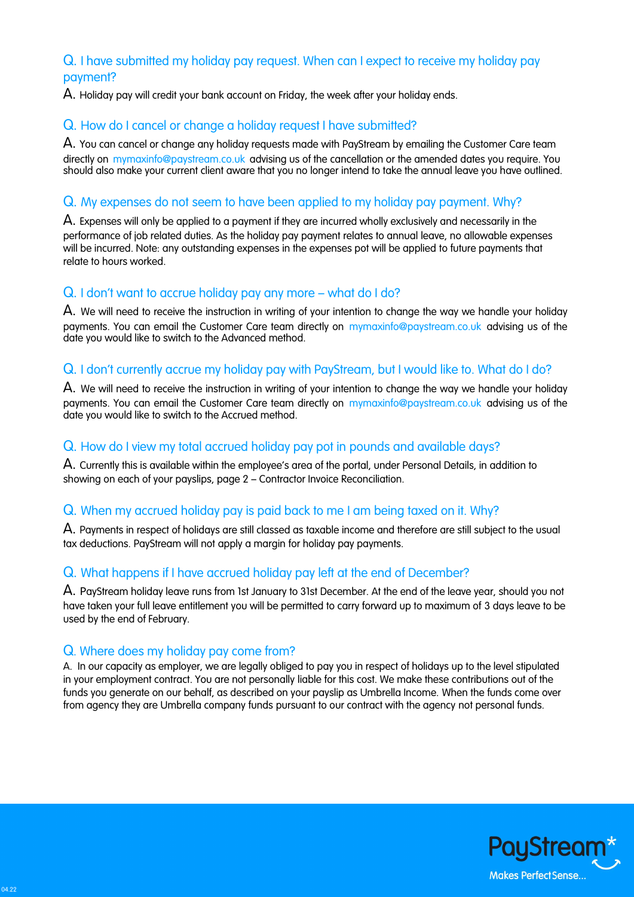### Q. I have submitted my holiday pay request. When can I expect to receive my holiday pay payment?

A. Holiday pay will credit your bank account on Friday, the week after your holiday ends.

### Q. How do I cancel or change a holiday request I have submitted?

A. You can cancel or change any holiday requests made with PayStream by emailing the Customer Care team directly on mymaxinfo@paystream.co.uk advising us of the cancellation or the amended dates you require. You should also make your current client aware that you no longer intend to take the annual leave you have outlined.

### Q. My expenses do not seem to have been applied to my holiday pay payment. Why?

A. Expenses will only be applied to a payment if they are incurred wholly exclusively and necessarily in the performance of job related duties. As the holiday pay payment relates to annual leave, no allowable expenses will be incurred. Note: any outstanding expenses in the expenses pot will be applied to future payments that relate to hours worked.

### Q. I don't want to accrue holiday pay any more – what do I do?

A. We will need to receive the instruction in writing of your intention to change the way we handle your holiday payments. You can email the Customer Care team directly on mymaxinfo@paystream.co.uk advising us of the date you would like to switch to the Advanced method.

### Q. I don't currently accrue my holiday pay with PayStream, but I would like to. What do I do?

A. We will need to receive the instruction in writing of your intention to change the way we handle your holiday payments. You can email the Customer Care team directly on mymaxinfo@paystream.co.uk advising us of the date you would like to switch to the Accrued method.

### Q. How do I view my total accrued holiday pay pot in pounds and available days?

A. Currently this is available within the employee's area of the portal, under Personal Details, in addition to showing on each of your payslips, page 2 – Contractor Invoice Reconciliation.

### Q. When my accrued holiday pay is paid back to me I am being taxed on it. Why?

A. Payments in respect of holidays are still classed as taxable income and therefore are still subject to the usual tax deductions. PayStream will not apply a margin for holiday pay payments.

### Q. What happens if I have accrued holiday pay left at the end of December?

A. PayStream holiday leave runs from 1st January to 31st December. At the end of the leave year, should you not have taken your full leave entitlement you will be permitted to carry forward up to maximum of 3 days leave to be used by the end of February.

### Q. Where does my holiday pay come from?

A. In our capacity as employer, we are legally obliged to pay you in respect of holidays up to the level stipulated in your employment contract. You are not personally liable for this cost. We make these contributions out of the funds you generate on our behalf, as described on your payslip as Umbrella Income. When the funds come over from agency they are Umbrella company funds pursuant to our contract with the agency not personal funds.

PayStream* Makes Perfect Sense...

04.22